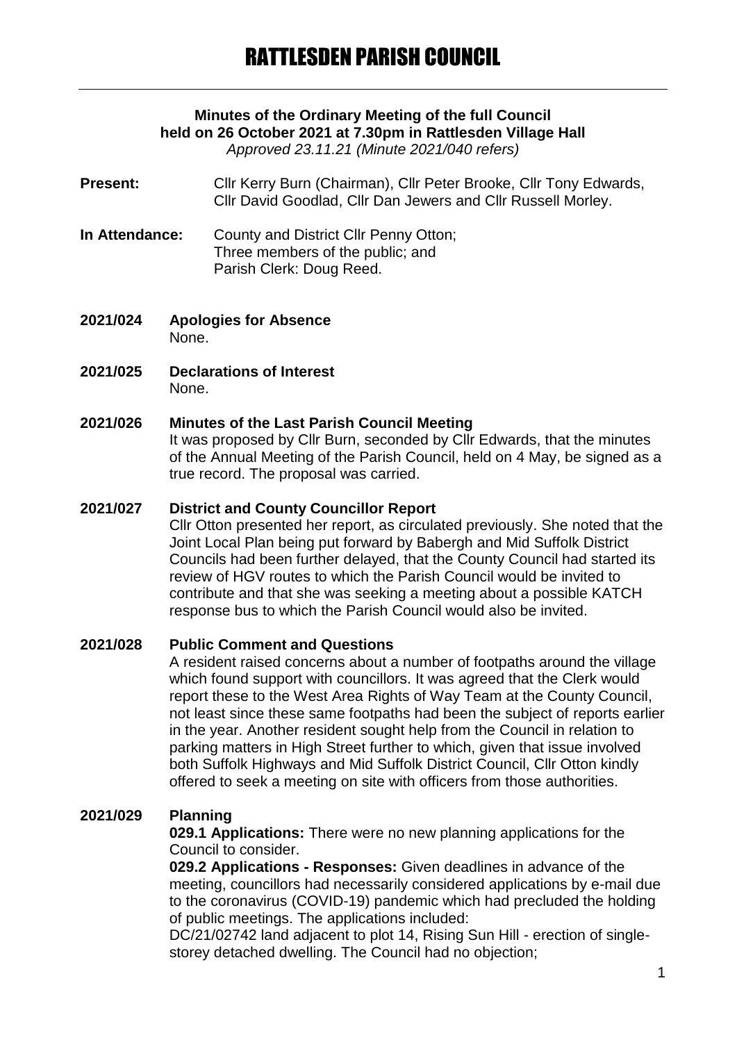# RATTLESDEN PARISH COUNCIL

**Minutes of the Ordinary Meeting of the full Council held on 26 October 2021 at 7.30pm in Rattlesden Village Hall**

*Approved 23.11.21 (Minute 2021/040 refers)*

**Present:** Cllr Kerry Burn (Chairman), Cllr Peter Brooke, Cllr Tony Edwards, Cllr David Goodlad, Cllr Dan Jewers and Cllr Russell Morley.

**In Attendance:** County and District Cllr Penny Otton; Three members of the public; and Parish Clerk: Doug Reed.

**2021/024 Apologies for Absence**

None.

**2021/025 Declarations of Interest**

None.

**2021/026 Minutes of the Last Parish Council Meeting**

It was proposed by Cllr Burn, seconded by Cllr Edwards, that the minutes of the Annual Meeting of the Parish Council, held on 4 May, be signed as a true record. The proposal was carried.

**2021/027 District and County Councillor Report**

Cllr Otton presented her report, as circulated previously. She noted that the Joint Local Plan being put forward by Babergh and Mid Suffolk District Councils had been further delayed, that the County Council had started its review of HGV routes to which the Parish Council would be invited to contribute and that she was seeking a meeting about a possible KATCH response bus to which the Parish Council would also be invited.

**2021/028 Public Comment and Questions**

A resident raised concerns about a number of footpaths around the village which found support with councillors. It was agreed that the Clerk would report these to the West Area Rights of Way Team at the County Council, not least since these same footpaths had been the subject of reports earlier in the year. Another resident sought help from the Council in relation to parking matters in High Street further to which, given that issue involved both Suffolk Highways and Mid Suffolk District Council, Cllr Otton kindly offered to seek a meeting on site with officers from those authorities.

**2021/029 Planning**

**029.1 Applications:** There were no new planning applications for the Council to consider.

**029.2 Applications - Responses:** Given deadlines in advance of the meeting, councillors had necessarily considered applications by e-mail due to the coronavirus (COVID-19) pandemic which had precluded the holding of public meetings. The applications included:

DC/21/02742 land adjacent to plot 14, Rising Sun Hill - erection of single-storey detached dwelling. The Council had no objection;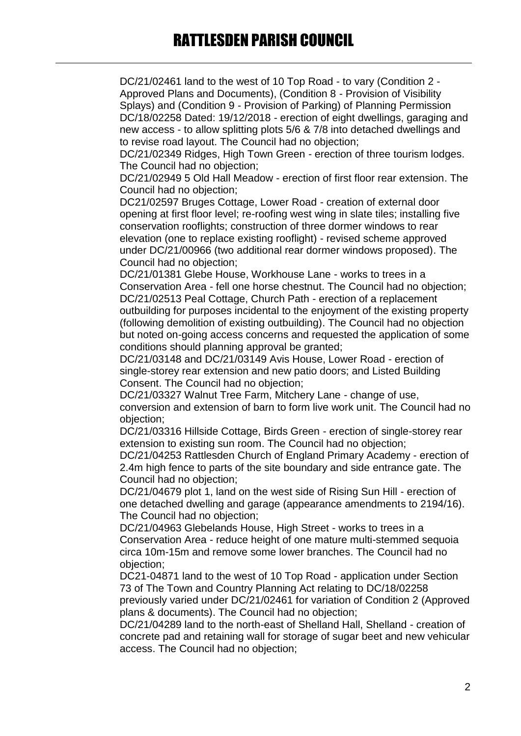DC/21/02461 land to the west of 10 Top Road - to vary (Condition 2 - Approved Plans and Documents), (Condition 8 - Provision of Visibility Splays) and (Condition 9 - Provision of Parking) of Planning Permission DC/18/02258 Dated: 19/12/2018 - erection of eight dwellings, garaging and new access - to allow splitting plots 5/6 & 7/8 into detached dwellings and to revise road layout. The Council had no objection;

DC/21/02349 Ridges, High Town Green - erection of three tourism lodges. The Council had no objection;

DC/21/02949 5 Old Hall Meadow - erection of first floor rear extension. The Council had no objection;

DC21/02597 Bruges Cottage, Lower Road - creation of external door opening at first floor level; re-roofing west wing in slate tiles; installing five conservation rooflights; construction of three dormer windows to rear elevation (one to replace existing rooflight) - revised scheme approved under DC/21/00966 (two additional rear dormer windows proposed). The Council had no objection;

DC/21/01381 Glebe House, Workhouse Lane - works to trees in a Conservation Area - fell one horse chestnut. The Council had no objection;

DC/21/02513 Peal Cottage, Church Path - erection of a replacement outbuilding for purposes incidental to the enjoyment of the existing property (following demolition of existing outbuilding). The Council had no objection but noted on-going access concerns and requested the application of some conditions should planning approval be granted;

DC/21/03148 and DC/21/03149 Avis House, Lower Road - erection of single-storey rear extension and new patio doors; and Listed Building Consent. The Council had no objection;

DC/21/03327 Walnut Tree Farm, Mitchery Lane - change of use, conversion and extension of barn to form live work unit. The Council had no objection;

DC/21/03316 Hillside Cottage, Birds Green - erection of single-storey rear extension to existing sun room. The Council had no objection;

DC/21/04253 Rattlesden Church of England Primary Academy - erection of 2.4m high fence to parts of the site boundary and side entrance gate. The Council had no objection;

DC/21/04679 plot 1, land on the west side of Rising Sun Hill - erection of one detached dwelling and garage (appearance amendments to 2194/16). The Council had no objection;

DC/21/04963 Glebelands House, High Street - works to trees in a Conservation Area - reduce height of one mature multi-stemmed sequoia circa 10m-15m and remove some lower branches. The Council had no objection;

DC21-04871 land to the west of 10 Top Road - application under Section 73 of The Town and Country Planning Act relating to DC/18/02258 previously varied under DC/21/02461 for variation of Condition 2 (Approved plans & documents). The Council had no objection;

DC/21/04289 land to the north-east of Shelland Hall, Shelland - creation of concrete pad and retaining wall for storage of sugar beet and new vehicular access. The Council had no objection;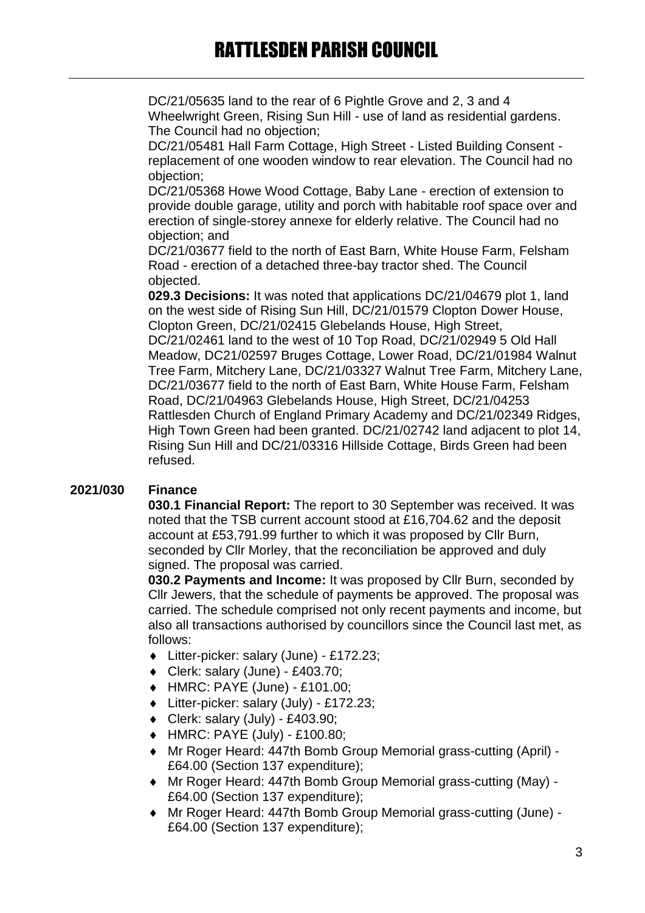DC/21/05635 land to the rear of 6 Pightle Grove and 2, 3 and 4 Wheelwright Green, Rising Sun Hill - use of land as residential gardens. The Council had no objection;

DC/21/05481 Hall Farm Cottage, High Street - Listed Building Consent - replacement of one wooden window to rear elevation. The Council had no objection;

DC/21/05368 Howe Wood Cottage, Baby Lane - erection of extension to provide double garage, utility and porch with habitable roof space over and erection of single-storey annexe for elderly relative. The Council had no objection; and

DC/21/03677 field to the north of East Barn, White House Farm, Felsham Road - erection of a detached three-bay tractor shed. The Council objected.

**029.3 Decisions:** It was noted that applications DC/21/04679 plot 1, land on the west side of Rising Sun Hill, DC/21/01579 Clopton Dower House, Clopton Green, DC/21/02415 Glebelands House, High Street, DC/21/02461 land to the west of 10 Top Road, DC/21/02949 5 Old Hall Meadow, DC21/02597 Bruges Cottage, Lower Road, DC/21/01984 Walnut Tree Farm, Mitchery Lane, DC/21/03327 Walnut Tree Farm, Mitchery Lane, DC/21/03677 field to the north of East Barn, White House Farm, Felsham Road, DC/21/04963 Glebelands House, High Street, DC/21/04253 Rattlesden Church of England Primary Academy and DC/21/02349 Ridges, High Town Green had been granted. DC/21/02742 land adjacent to plot 14, Rising Sun Hill and DC/21/03316 Hillside Cottage, Birds Green had been refused.

**2021/030 Finance**

**030.1 Financial Report:** The report to 30 September was received. It was noted that the TSB current account stood at £16,704.62 and the deposit account at £53,791.99 further to which it was proposed by Cllr Burn, seconded by Cllr Morley, that the reconciliation be approved and duly signed. The proposal was carried.

**030.2 Payments and Income:** It was proposed by Cllr Burn, seconded by Cllr Jewers, that the schedule of payments be approved. The proposal was carried. The schedule comprised not only recent payments and income, but also all transactions authorised by councillors since the Council last met, as follows:

- Litter-picker: salary (June) - £172.23;
- Clerk: salary (June) - £403.70;
- HMRC: PAYE (June) - £101.00;
- Litter-picker: salary (July) - £172.23;
- Clerk: salary (July) - £403.90;
- HMRC: PAYE (July) - £100.80;
- Mr Roger Heard: 447th Bomb Group Memorial grass-cutting (April) - £64.00 (Section 137 expenditure);
- Mr Roger Heard: 447th Bomb Group Memorial grass-cutting (May) - £64.00 (Section 137 expenditure);
- Mr Roger Heard: 447th Bomb Group Memorial grass-cutting (June) - £64.00 (Section 137 expenditure);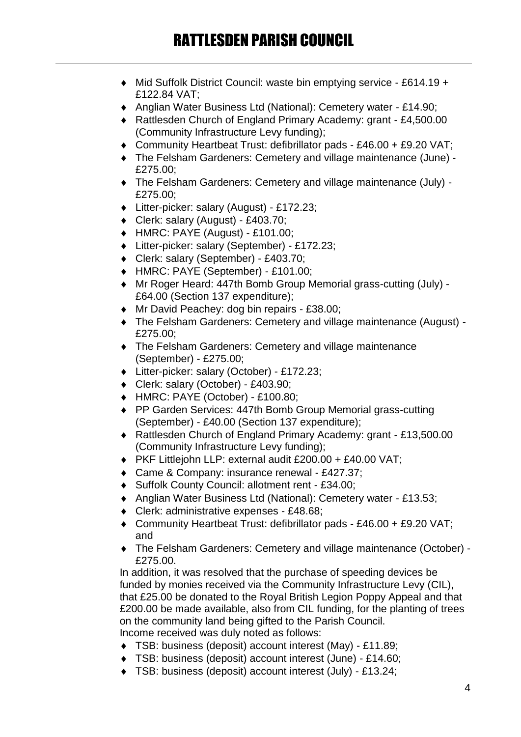- Mid Suffolk District Council: waste bin emptying service - £614.19 + £122.84 VAT;
- Anglian Water Business Ltd (National): Cemetery water - £14.90;
- Rattlesden Church of England Primary Academy: grant - £4,500.00 (Community Infrastructure Levy funding);
- Community Heartbeat Trust: defibrillator pads - £46.00 + £9.20 VAT;
- The Felsham Gardeners: Cemetery and village maintenance (June) - £275.00;
- The Felsham Gardeners: Cemetery and village maintenance (July) - £275.00;
- Litter-picker: salary (August) - £172.23;
- Clerk: salary (August) - £403.70;
- HMRC: PAYE (August) - £101.00;
- Litter-picker: salary (September) - £172.23;
- Clerk: salary (September) - £403.70;
- HMRC: PAYE (September) - £101.00;
- Mr Roger Heard: 447th Bomb Group Memorial grass-cutting (July) - £64.00 (Section 137 expenditure);
- Mr David Peachey: dog bin repairs - £38.00;
- The Felsham Gardeners: Cemetery and village maintenance (August) - £275.00;
- The Felsham Gardeners: Cemetery and village maintenance (September) - £275.00;
- Litter-picker: salary (October) - £172.23;
- Clerk: salary (October) - £403.90;
- HMRC: PAYE (October) - £100.80;
- PP Garden Services: 447th Bomb Group Memorial grass-cutting (September) - £40.00 (Section 137 expenditure);
- Rattlesden Church of England Primary Academy: grant - £13,500.00 (Community Infrastructure Levy funding);
- PKF Littlejohn LLP: external audit £200.00 + £40.00 VAT;
- Came & Company: insurance renewal - £427.37;
- Suffolk County Council: allotment rent - £34.00;
- Anglian Water Business Ltd (National): Cemetery water - £13.53;
- Clerk: administrative expenses - £48.68;
- Community Heartbeat Trust: defibrillator pads - £46.00 + £9.20 VAT; and
- The Felsham Gardeners: Cemetery and village maintenance (October) - £275.00.

In addition, it was resolved that the purchase of speeding devices be funded by monies received via the Community Infrastructure Levy (CIL), that £25.00 be donated to the Royal British Legion Poppy Appeal and that £200.00 be made available, also from CIL funding, for the planting of trees on the community land being gifted to the Parish Council.
Income received was duly noted as follows:

- TSB: business (deposit) account interest (May) - £11.89;
- TSB: business (deposit) account interest (June) - £14.60;
- TSB: business (deposit) account interest (July) - £13.24;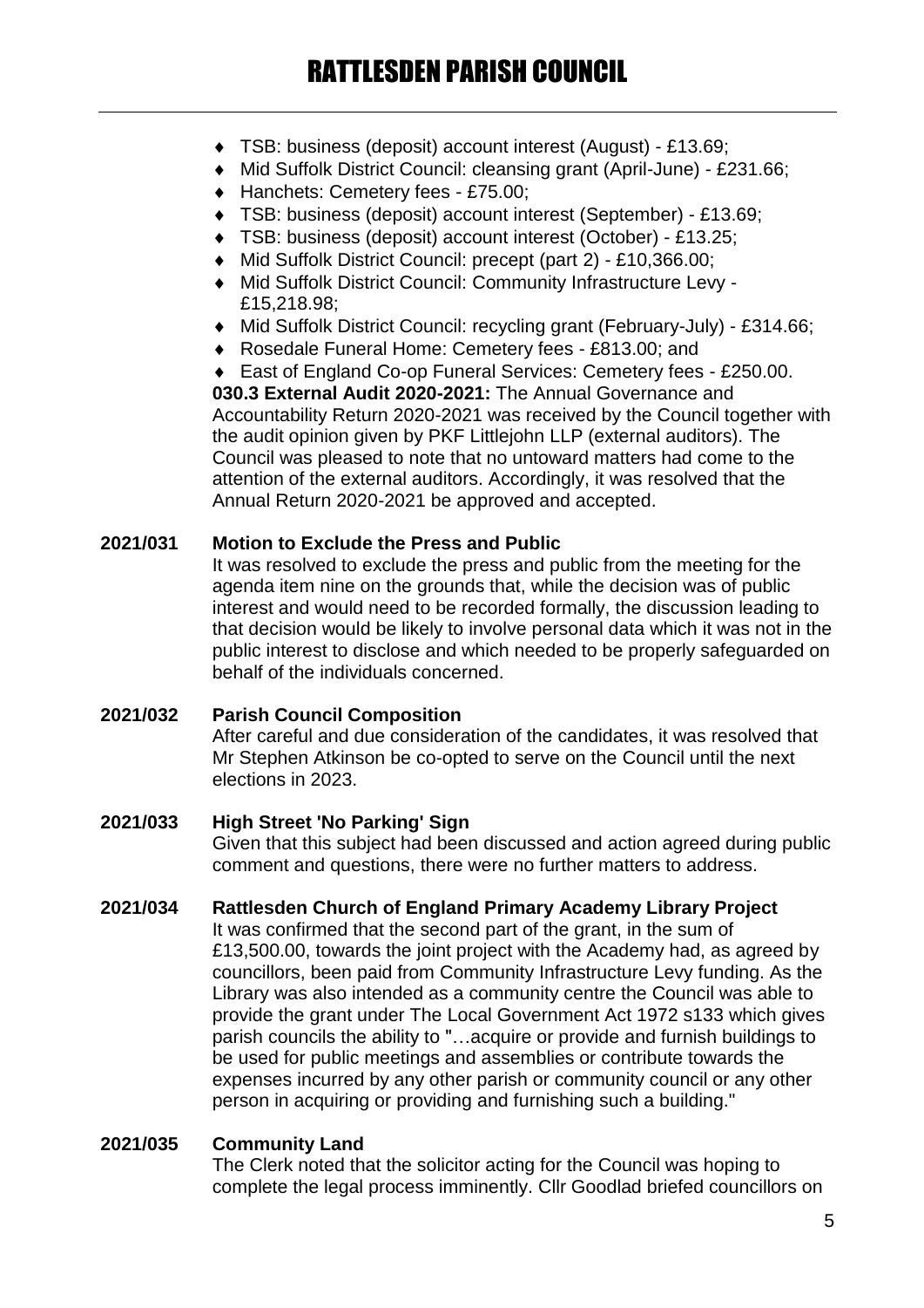- TSB: business (deposit) account interest (August) - £13.69;
- Mid Suffolk District Council: cleansing grant (April-June) - £231.66;
- Hanchets: Cemetery fees - £75.00;
- TSB: business (deposit) account interest (September) - £13.69;
- TSB: business (deposit) account interest (October) - £13.25;
- Mid Suffolk District Council: precept (part 2) - £10,366.00;
- Mid Suffolk District Council: Community Infrastructure Levy - £15,218.98;
- Mid Suffolk District Council: recycling grant (February-July) - £314.66;
- Rosedale Funeral Home: Cemetery fees - £813.00; and
- East of England Co-op Funeral Services: Cemetery fees - £250.00.

**030.3 External Audit 2020-2021:** The Annual Governance and Accountability Return 2020-2021 was received by the Council together with the audit opinion given by PKF Littlejohn LLP (external auditors). The Council was pleased to note that no untoward matters had come to the attention of the external auditors. Accordingly, it was resolved that the Annual Return 2020-2021 be approved and accepted.

**2021/031 Motion to Exclude the Press and Public**

It was resolved to exclude the press and public from the meeting for the agenda item nine on the grounds that, while the decision was of public interest and would need to be recorded formally, the discussion leading to that decision would be likely to involve personal data which it was not in the public interest to disclose and which needed to be properly safeguarded on behalf of the individuals concerned.

**2021/032 Parish Council Composition**

After careful and due consideration of the candidates, it was resolved that Mr Stephen Atkinson be co-opted to serve on the Council until the next elections in 2023.

**2021/033 High Street 'No Parking' Sign**

Given that this subject had been discussed and action agreed during public comment and questions, there were no further matters to address.

**2021/034 Rattlesden Church of England Primary Academy Library Project**

It was confirmed that the second part of the grant, in the sum of £13,500.00, towards the joint project with the Academy had, as agreed by councillors, been paid from Community Infrastructure Levy funding. As the Library was also intended as a community centre the Council was able to provide the grant under The Local Government Act 1972 s133 which gives parish councils the ability to "…acquire or provide and furnish buildings to be used for public meetings and assemblies or contribute towards the expenses incurred by any other parish or community council or any other person in acquiring or providing and furnishing such a building."

**2021/035 Community Land**

The Clerk noted that the solicitor acting for the Council was hoping to complete the legal process imminently. Cllr Goodlad briefed councillors on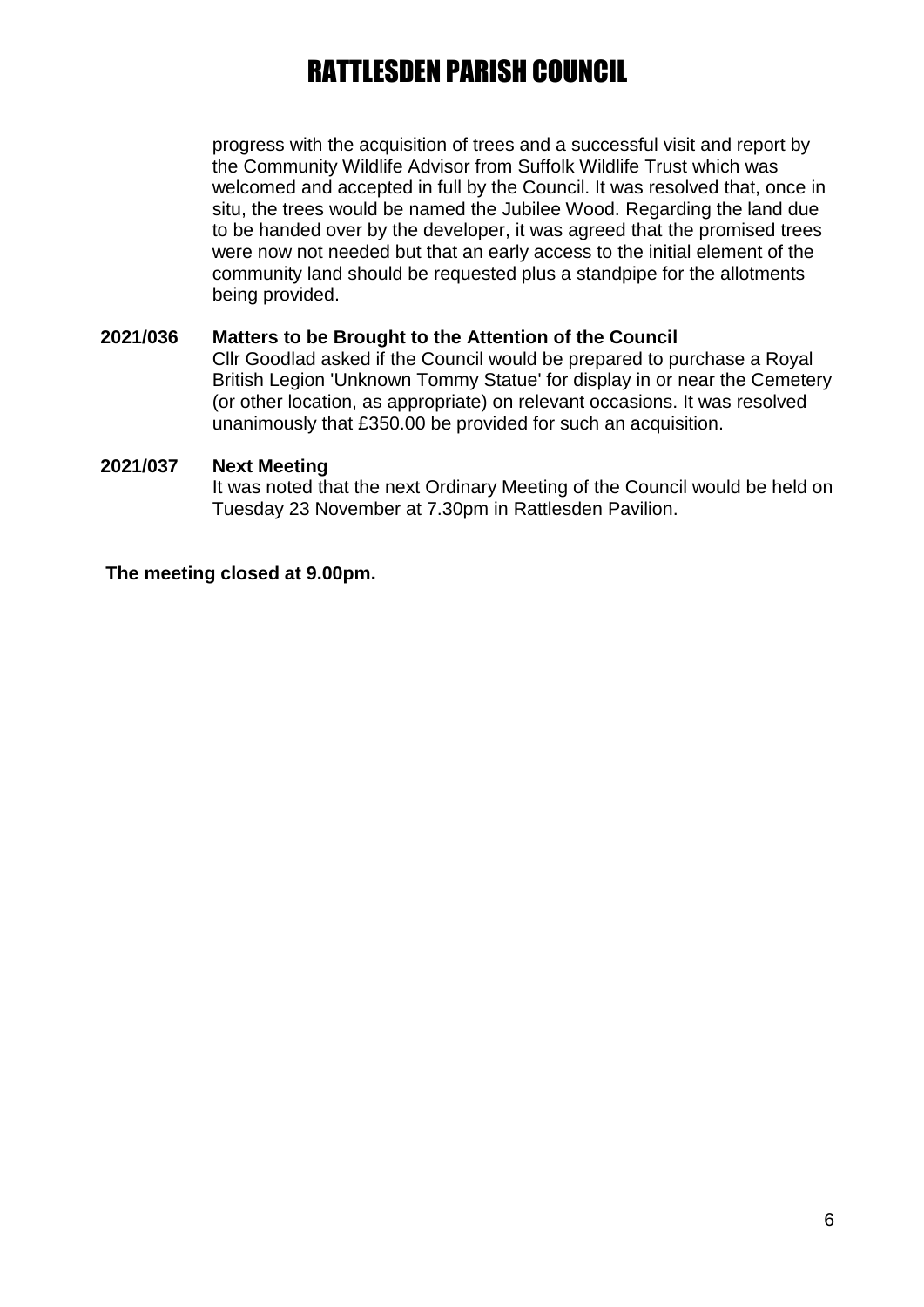progress with the acquisition of trees and a successful visit and report by the Community Wildlife Advisor from Suffolk Wildlife Trust which was welcomed and accepted in full by the Council. It was resolved that, once in situ, the trees would be named the Jubilee Wood. Regarding the land due to be handed over by the developer, it was agreed that the promised trees were now not needed but that an early access to the initial element of the community land should be requested plus a standpipe for the allotments being provided.

**2021/036 Matters to be Brought to the Attention of the Council**

Cllr Goodlad asked if the Council would be prepared to purchase a Royal British Legion 'Unknown Tommy Statue' for display in or near the Cemetery (or other location, as appropriate) on relevant occasions. It was resolved unanimously that £350.00 be provided for such an acquisition.

**2021/037 Next Meeting**

It was noted that the next Ordinary Meeting of the Council would be held on Tuesday 23 November at 7.30pm in Rattlesden Pavilion.

**The meeting closed at 9.00pm.**